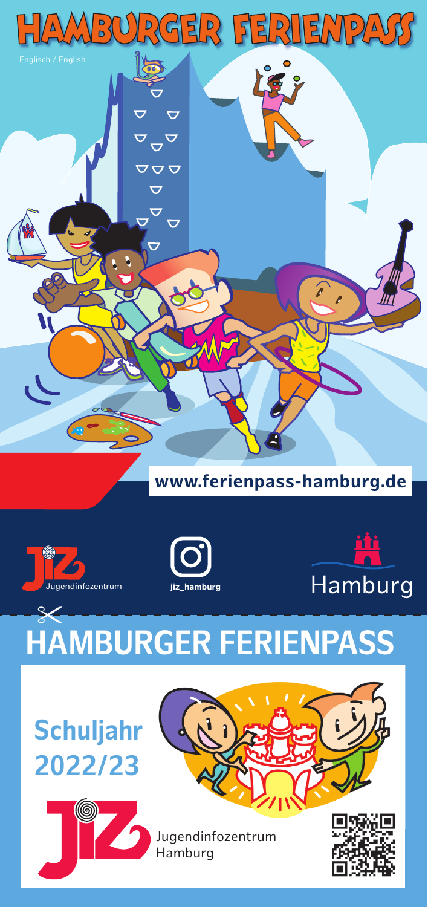# HAMBURGER FERIENPASS

Englisch / English

**www.ferienpass-hamburg.de**

Jugendinfozentrum

jiz_hamburg

Hamburg

# HAMBURGER FERIENPASS

## Schuljahr 2022/23

Jugendinfozentrum Hamburg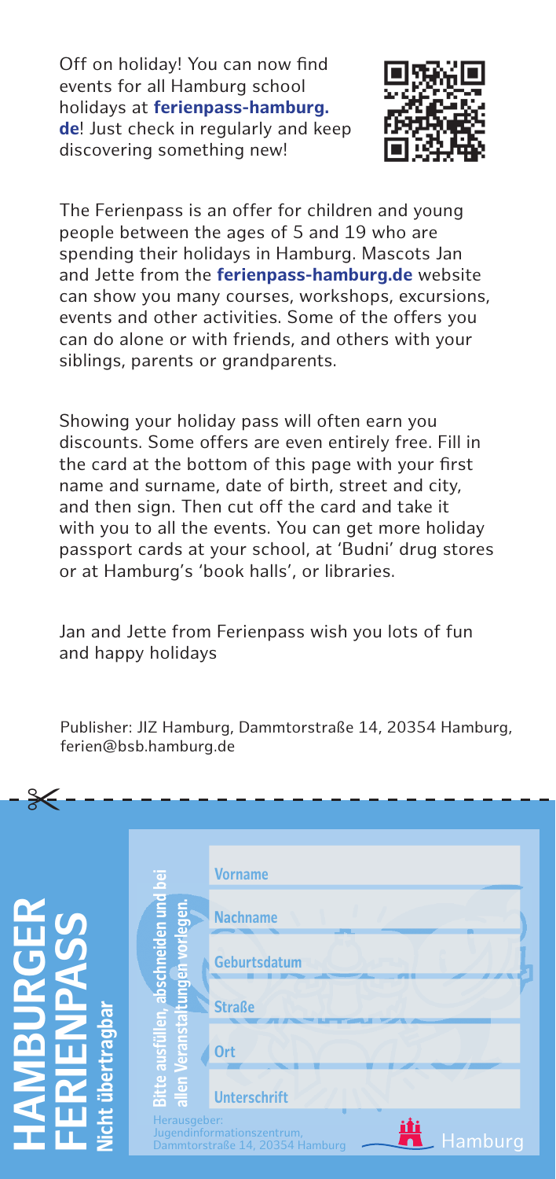Off on holiday! You can now find events for all Hamburg school holidays at **ferienpass-hamburg.de**! Just check in regularly and keep discovering something new!

The Ferienpass is an offer for children and young people between the ages of 5 and 19 who are spending their holidays in Hamburg. Mascots Jan and Jette from the **ferienpass-hamburg.de** website can show you many courses, workshops, excursions, events and other activities. Some of the offers you can do alone or with friends, and others with your siblings, parents or grandparents.

Showing your holiday pass will often earn you discounts. Some offers are even entirely free. Fill in the card at the bottom of this page with your first name and surname, date of birth, street and city, and then sign. Then cut off the card and take it with you to all the events. You can get more holiday passport cards at your school, at 'Budni' drug stores or at Hamburg's 'book halls', or libraries.

Jan and Jette from Ferienpass wish you lots of fun and happy holidays

Publisher: JIZ Hamburg, Dammtorstraße 14, 20354 Hamburg, ferien@bsb.hamburg.de

---

**HAMBURGER FERIENPASS**

**Nicht übertragbar**

Bitte ausfüllen, abschneiden und bei allen Veranstaltungen vorlegen.

**Vorname**

**Nachname**

**Geburtsdatum**

**Straße**

**Ort**

**Unterschrift**

Herausgeber:
Jugendinformationszentrum,
Dammtorstraße 14, 20354 Hamburg

Hamburg